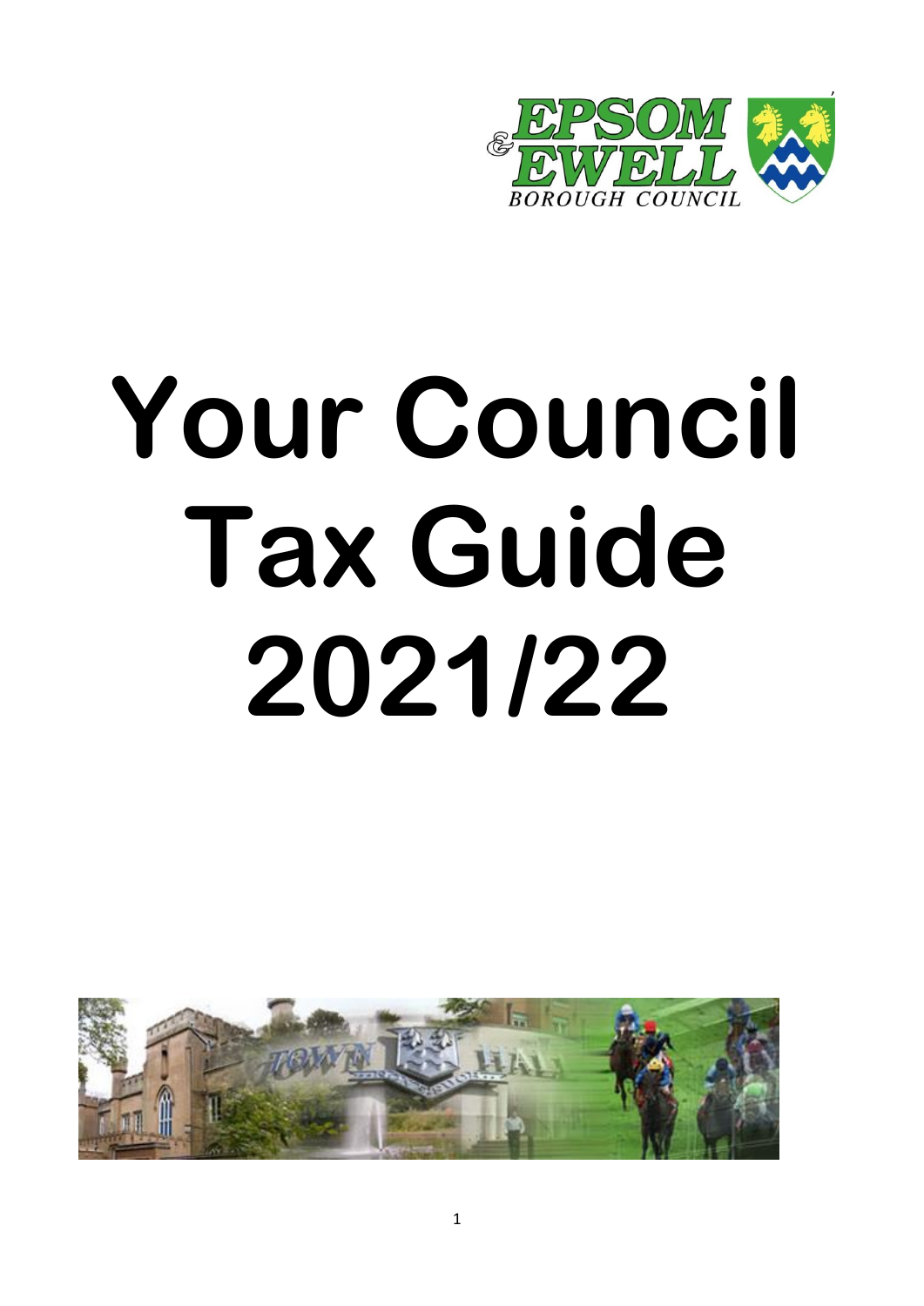# Your Council Tax Guide 2021/22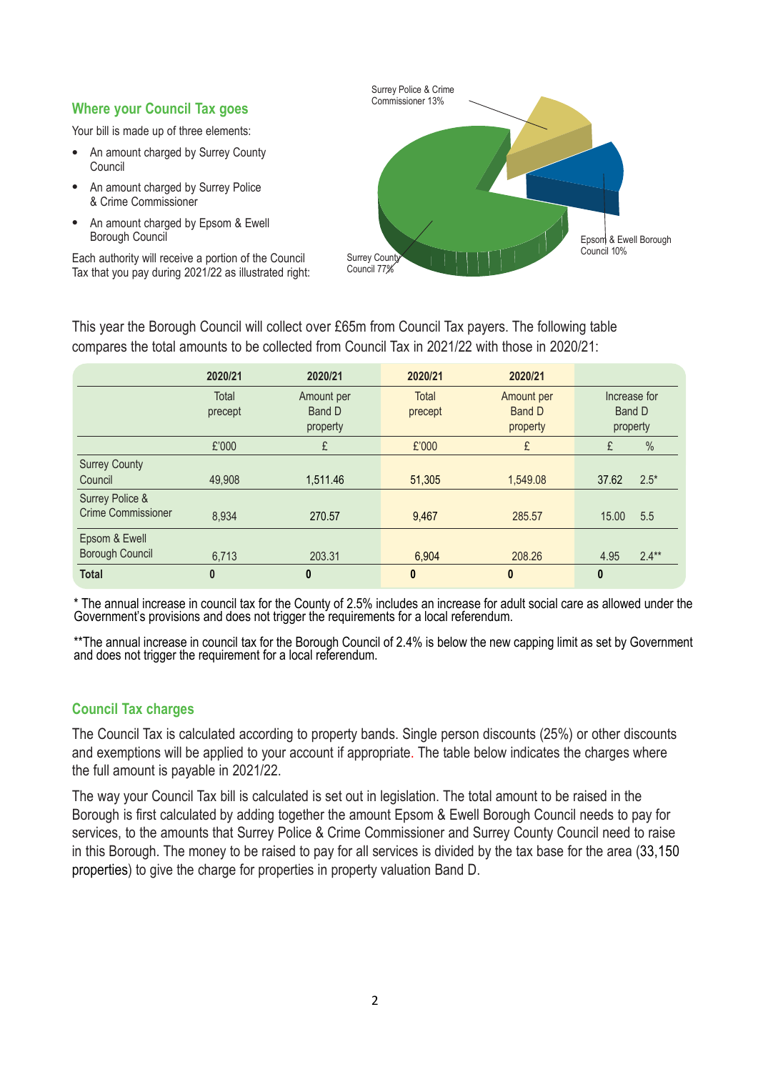## Where your Council Tax goes

Your bill is made up of three elements:

- An amount charged by Surrey County Council
- An amount charged by Surrey Police & Crime Commissioner
- An amount charged by Epsom & Ewell Borough Council

Each authority will receive a portion of the Council Tax that you pay during 2021/22 as illustrated right:

Surrey Police & Crime Commissioner 13%

Epsom & Ewell Borough Council 10%

Surrey County Council 77%

This year the Borough Council will collect over £65m from Council Tax payers. The following table compares the total amounts to be collected from Council Tax in 2021/22 with those in 2020/21:

| | 2020/21 | 2020/21 | 2020/21 | 2020/21 | | |
|---|---|---|---|---|---|---|
| | Total precept | Amount per Band D property | Total precept | Amount per Band D property | Increase for Band D property | |
| | £'000 | £ | £'000 | £ | £ | % |
| Surrey County Council | 49,908 | 1,511.46 | 51,305 | 1,549.08 | 37.62 | 2.5* |
| Surrey Police & Crime Commissioner | 8,934 | 270.57 | 9,467 | 285.57 | 15.00 | 5.5 |
| Epsom & Ewell Borough Council | 6,713 | 203.31 | 6,904 | 208.26 | 4.95 | 2.4** |
| **Total** | **0** | **0** | **0** | **0** | **0** | |

* The annual increase in council tax for the County of 2.5% includes an increase for adult social care as allowed under the Government's provisions and does not trigger the requirements for a local referendum.

**The annual increase in council tax for the Borough Council of 2.4% is below the new capping limit as set by Government and does not trigger the requirement for a local referendum.

## Council Tax charges

The Council Tax is calculated according to property bands. Single person discounts (25%) or other discounts and exemptions will be applied to your account if appropriate. The table below indicates the charges where the full amount is payable in 2021/22.

The way your Council Tax bill is calculated is set out in legislation. The total amount to be raised in the Borough is first calculated by adding together the amount Epsom & Ewell Borough Council needs to pay for services, to the amounts that Surrey Police & Crime Commissioner and Surrey County Council need to raise in this Borough. The money to be raised to pay for all services is divided by the tax base for the area (33,150 properties) to give the charge for properties in property valuation Band D.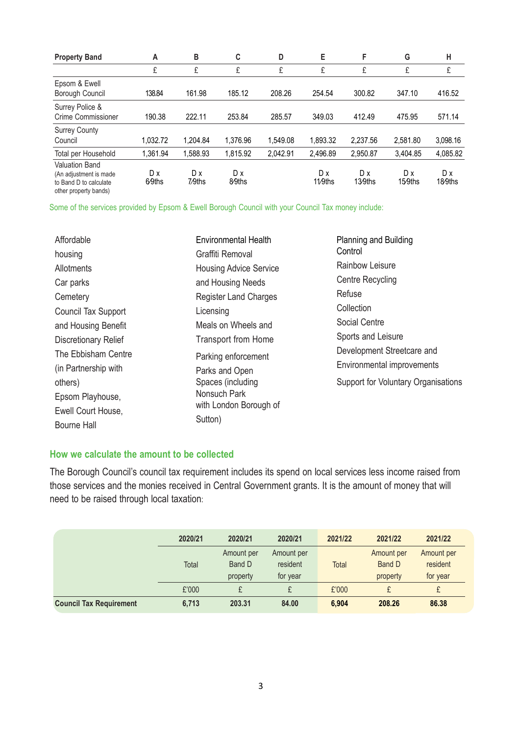| Property Band | A | B | C | D | E | F | G | H |
|---|---|---|---|---|---|---|---|---|
| | £ | £ | £ | £ | £ | £ | £ | £ |
| Epsom & Ewell Borough Council | 138.84 | 161.98 | 185.12 | 208.26 | 254.54 | 300.82 | 347.10 | 416.52 |
| Surrey Police & Crime Commissioner | 190.38 | 222.11 | 253.84 | 285.57 | 349.03 | 412.49 | 475.95 | 571.14 |
| Surrey County Council | 1,032.72 | 1,204.84 | 1,376.96 | 1,549.08 | 1,893.32 | 2,237.56 | 2,581.80 | 3,098.16 |
| Total per Household | 1,361.94 | 1,588.93 | 1,815.92 | 2,042.91 | 2,496.89 | 2,950.87 | 3,404.85 | 4,085.82 |
| Valuation Band (An adjustment is made to Band D to calculate other property bands) | D x 6/9ths | D x 7/9ths | D x 8/9ths | | D x 11/9ths | D x 13/9ths | D x 15/9ths | D x 18/9ths |

Some of the services provided by Epsom & Ewell Borough Council with your Council Tax money include:

- Affordable housing
- Allotments
- Car parks
- Cemetery
- Council Tax Support and Housing Benefit
- Discretionary Relief
- The Ebbisham Centre (in Partnership with others)
- Epsom Playhouse, Ewell Court House, Bourne Hall
- Environmental Health
- Graffiti Removal
- Housing Advice Service and Housing Needs
- Register Land Charges
- Licensing
- Meals on Wheels and Transport from Home
- Parking enforcement
- Parks and Open Spaces (including Nonsuch Park with London Borough of Sutton)
- Planning and Building Control
- Rainbow Leisure Centre Recycling
- Refuse Collection
- Social Centre
- Sports and Leisure Development Streetcare and Environmental improvements
- Support for Voluntary Organisations

## How we calculate the amount to be collected

The Borough Council's council tax requirement includes its spend on local services less income raised from those services and the monies received in Central Government grants. It is the amount of money that will need to be raised through local taxation:

| | 2020/21 | 2020/21 | 2020/21 | 2021/22 | 2021/22 | 2021/22 |
|---|---|---|---|---|---|---|
| | Total | Amount per Band D property | Amount per resident for year | Total | Amount per Band D property | Amount per resident for year |
| | £'000 | £ | £ | £'000 | £ | £ |
| **Council Tax Requirement** | **6,713** | **203.31** | **84.00** | **6,904** | **208.26** | **86.38** |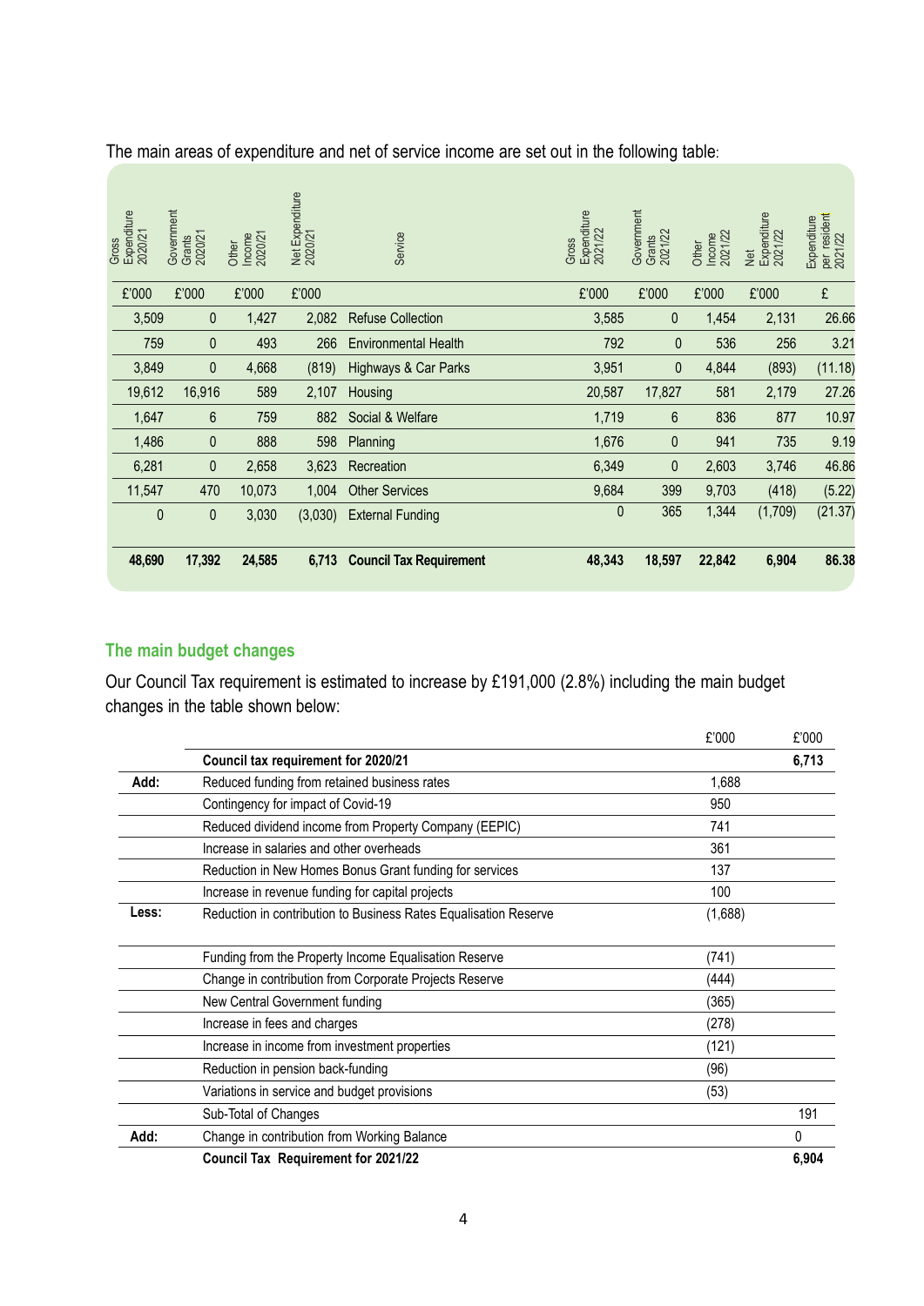The main areas of expenditure and net of service income are set out in the following table:

| Gross Expenditure 2020/21 | Government Grants 2020/21 | Other Income 2020/21 | Net Expenditure 2020/21 | Service | Gross Expenditure 2021/22 | Government Grants 2021/22 | Other Income 2021/22 | Net Expenditure 2021/22 | Expenditure per resident 2021/22 |
|---|---|---|---|---|---|---|---|---|---|
| £'000 | £'000 | £'000 | £'000 | | £'000 | £'000 | £'000 | £'000 | £ |
| 3,509 | 0 | 1,427 | 2,082 | Refuse Collection | 3,585 | 0 | 1,454 | 2,131 | 26.66 |
| 759 | 0 | 493 | 266 | Environmental Health | 792 | 0 | 536 | 256 | 3.21 |
| 3,849 | 0 | 4,668 | (819) | Highways & Car Parks | 3,951 | 0 | 4,844 | (893) | (11.18) |
| 19,612 | 16,916 | 589 | 2,107 | Housing | 20,587 | 17,827 | 581 | 2,179 | 27.26 |
| 1,647 | 6 | 759 | 882 | Social & Welfare | 1,719 | 6 | 836 | 877 | 10.97 |
| 1,486 | 0 | 888 | 598 | Planning | 1,676 | 0 | 941 | 735 | 9.19 |
| 6,281 | 0 | 2,658 | 3,623 | Recreation | 6,349 | 0 | 2,603 | 3,746 | 46.86 |
| 11,547 | 470 | 10,073 | 1,004 | Other Services | 9,684 | 399 | 9,703 | (418) | (5.22) |
| 0 | 0 | 3,030 | (3,030) | External Funding | 0 | 365 | 1,344 | (1,709) | (21.37) |
| **48,690** | **17,392** | **24,585** | **6,713** | **Council Tax Requirement** | **48,343** | **18,597** | **22,842** | **6,904** | **86.38** |

## The main budget changes

Our Council Tax requirement is estimated to increase by £191,000 (2.8%) including the main budget changes in the table shown below:

| | | £'000 | £'000 |
|---|---|---|---|
| | **Council tax requirement for 2020/21** | | **6,713** |
| **Add:** | Reduced funding from retained business rates | 1,688 | |
| | Contingency for impact of Covid-19 | 950 | |
| | Reduced dividend income from Property Company (EEPIC) | 741 | |
| | Increase in salaries and other overheads | 361 | |
| | Reduction in New Homes Bonus Grant funding for services | 137 | |
| | Increase in revenue funding for capital projects | 100 | |
| **Less:** | Reduction in contribution to Business Rates Equalisation Reserve | (1,688) | |
| | Funding from the Property Income Equalisation Reserve | (741) | |
| | Change in contribution from Corporate Projects Reserve | (444) | |
| | New Central Government funding | (365) | |
| | Increase in fees and charges | (278) | |
| | Increase in income from investment properties | (121) | |
| | Reduction in pension back-funding | (96) | |
| | Variations in service and budget provisions | (53) | |
| | Sub-Total of Changes | | 191 |
| **Add:** | Change in contribution from Working Balance | | 0 |
| | **Council Tax Requirement for 2021/22** | | **6,904** |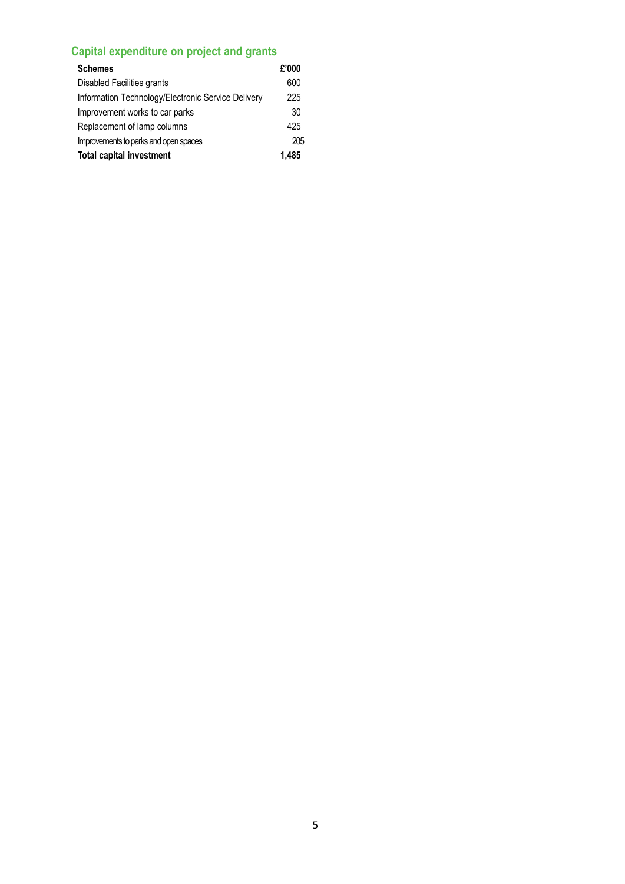## Capital expenditure on project and grants

| Schemes | £'000 |
| --- | --- |
| Disabled Facilities grants | 600 |
| Information Technology/Electronic Service Delivery | 225 |
| Improvement works to car parks | 30 |
| Replacement of lamp columns | 425 |
| Improvements to parks and open spaces | 205 |
| **Total capital investment** | **1,485** |